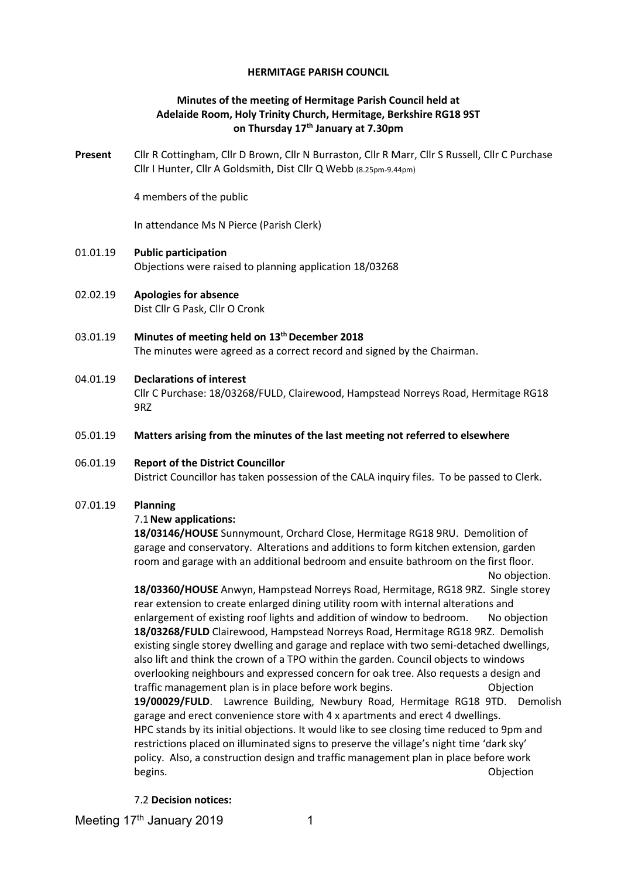**HERMITAGE PARISH COUNCIL**

**Minutes of the meeting of Hermitage Parish Council held at Adelaide Room, Holy Trinity Church, Hermitage, Berkshire RG18 9ST on Thursday 17th January at 7.30pm**

**Present** Cllr R Cottingham, Cllr D Brown, Cllr N Burraston, Cllr R Marr, Cllr S Russell, Cllr C Purchase Cllr I Hunter, Cllr A Goldsmith, Dist Cllr Q Webb (8.25pm-9.44pm)

4 members of the public

In attendance Ms N Pierce (Parish Clerk)

01.01.19 **Public participation**
Objections were raised to planning application 18/03268

02.02.19 **Apologies for absence**
Dist Cllr G Pask, Cllr O Cronk

03.01.19 **Minutes of meeting held on 13th December 2018**
The minutes were agreed as a correct record and signed by the Chairman.

04.01.19 **Declarations of interest**
Cllr C Purchase: 18/03268/FULD, Clairewood, Hampstead Norreys Road, Hermitage RG18 9RZ

05.01.19 **Matters arising from the minutes of the last meeting not referred to elsewhere**

06.01.19 **Report of the District Councillor**
District Councillor has taken possession of the CALA inquiry files. To be passed to Clerk.

07.01.19 **Planning**

7.1 **New applications:**

**18/03146/HOUSE** Sunnymount, Orchard Close, Hermitage RG18 9RU. Demolition of garage and conservatory. Alterations and additions to form kitchen extension, garden room and garage with an additional bedroom and ensuite bathroom on the first floor. No objection.

**18/03360/HOUSE** Anwyn, Hampstead Norreys Road, Hermitage, RG18 9RZ. Single storey rear extension to create enlarged dining utility room with internal alterations and enlargement of existing roof lights and addition of window to bedroom. No objection

**18/03268/FULD** Clairewood, Hampstead Norreys Road, Hermitage RG18 9RZ. Demolish existing single storey dwelling and garage and replace with two semi-detached dwellings, also lift and think the crown of a TPO within the garden. Council objects to windows overlooking neighbours and expressed concern for oak tree. Also requests a design and traffic management plan is in place before work begins. Objection

**19/00029/FULD**. Lawrence Building, Newbury Road, Hermitage RG18 9TD. Demolish garage and erect convenience store with 4 x apartments and erect 4 dwellings. HPC stands by its initial objections. It would like to see closing time reduced to 9pm and restrictions placed on illuminated signs to preserve the village's night time 'dark sky' policy. Also, a construction design and traffic management plan in place before work begins. Objection

7.2 **Decision notices:**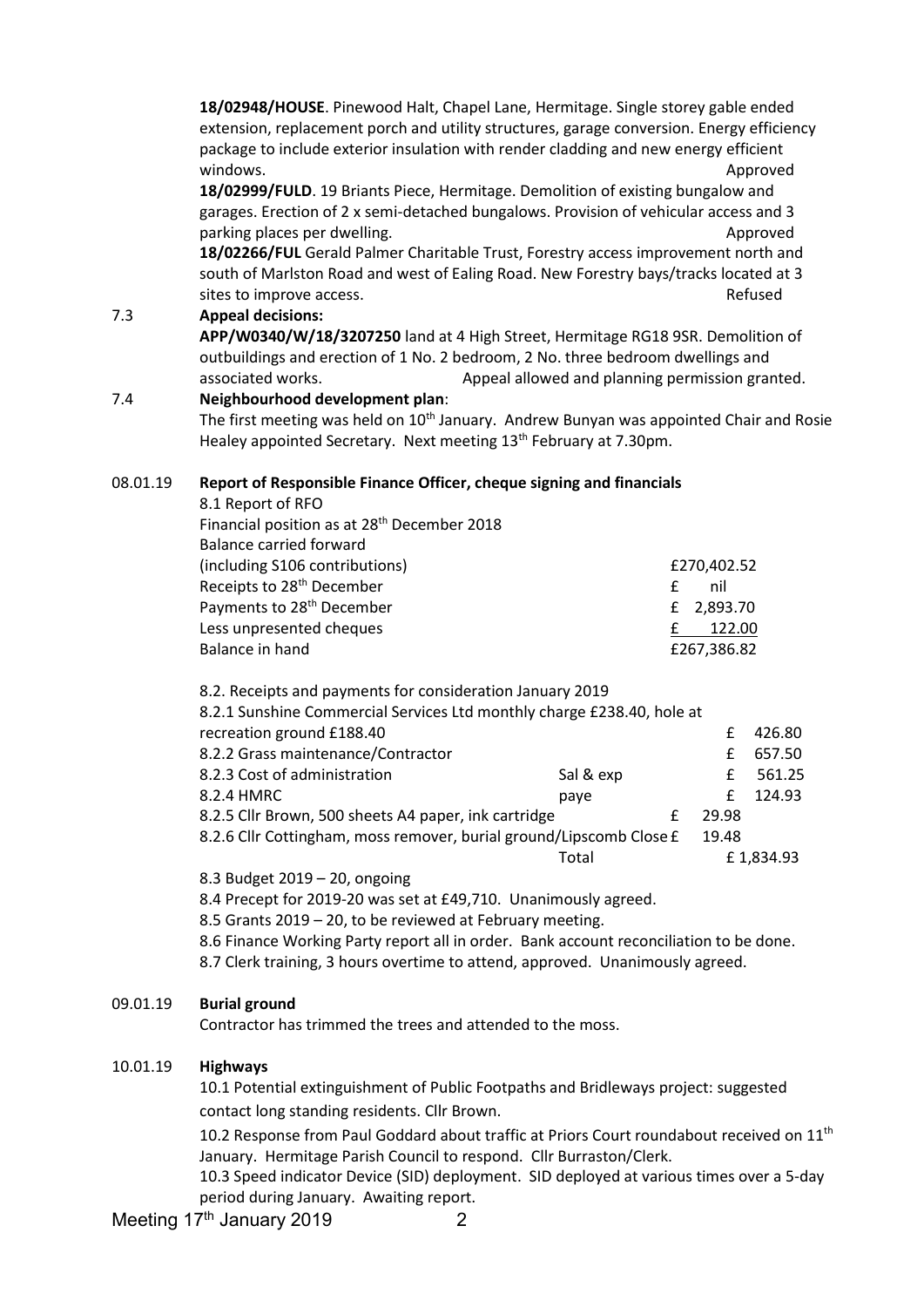**18/02948/HOUSE**. Pinewood Halt, Chapel Lane, Hermitage. Single storey gable ended extension, replacement porch and utility structures, garage conversion. Energy efficiency package to include exterior insulation with render cladding and new energy efficient windows. Approved

**18/02999/FULD**. 19 Briants Piece, Hermitage. Demolition of existing bungalow and garages. Erection of 2 x semi-detached bungalows. Provision of vehicular access and 3 parking places per dwelling. Approved

**18/02266/FUL** Gerald Palmer Charitable Trust, Forestry access improvement north and south of Marlston Road and west of Ealing Road. New Forestry bays/tracks located at 3 sites to improve access. Refused

7.3 **Appeal decisions:**

**APP/W0340/W/18/3207250** land at 4 High Street, Hermitage RG18 9SR. Demolition of outbuildings and erection of 1 No. 2 bedroom, 2 No. three bedroom dwellings and associated works. Appeal allowed and planning permission granted.

7.4 **Neighbourhood development plan**:

The first meeting was held on 10th January. Andrew Bunyan was appointed Chair and Rosie Healey appointed Secretary. Next meeting 13th February at 7.30pm.

08.01.19 **Report of Responsible Finance Officer, cheque signing and financials**

8.1 Report of RFO

Financial position as at 28th December 2018

| | |
|---|---|
| Balance carried forward (including S106 contributions) | £270,402.52 |
| Receipts to 28th December | £ nil |
| Payments to 28th December | £ 2,893.70 |
| Less unpresented cheques | £ 122.00 |
| Balance in hand | £267,386.82 |

8.2. Receipts and payments for consideration January 2019

| | | |
|---|---|---|
| 8.2.1 Sunshine Commercial Services Ltd monthly charge £238.40, hole at recreation ground £188.40 | | £ 426.80 |
| 8.2.2 Grass maintenance/Contractor | | £ 657.50 |
| 8.2.3 Cost of administration | Sal & exp | £ 561.25 |
| 8.2.4 HMRC | paye | £ 124.93 |
| 8.2.5 Cllr Brown, 500 sheets A4 paper, ink cartridge | | £ 29.98 |
| 8.2.6 Cllr Cottingham, moss remover, burial ground/Lipscomb Close | | £ 19.48 |
| | Total | £ 1,834.93 |

8.3 Budget 2019 – 20, ongoing

8.4 Precept for 2019-20 was set at £49,710. Unanimously agreed.

8.5 Grants 2019 – 20, to be reviewed at February meeting.

8.6 Finance Working Party report all in order. Bank account reconciliation to be done.

8.7 Clerk training, 3 hours overtime to attend, approved. Unanimously agreed.

09.01.19 **Burial ground**

Contractor has trimmed the trees and attended to the moss.

10.01.19 **Highways**

10.1 Potential extinguishment of Public Footpaths and Bridleways project: suggested contact long standing residents. Cllr Brown.

10.2 Response from Paul Goddard about traffic at Priors Court roundabout received on 11th January. Hermitage Parish Council to respond. Cllr Burraston/Clerk.

10.3 Speed indicator Device (SID) deployment. SID deployed at various times over a 5-day period during January. Awaiting report.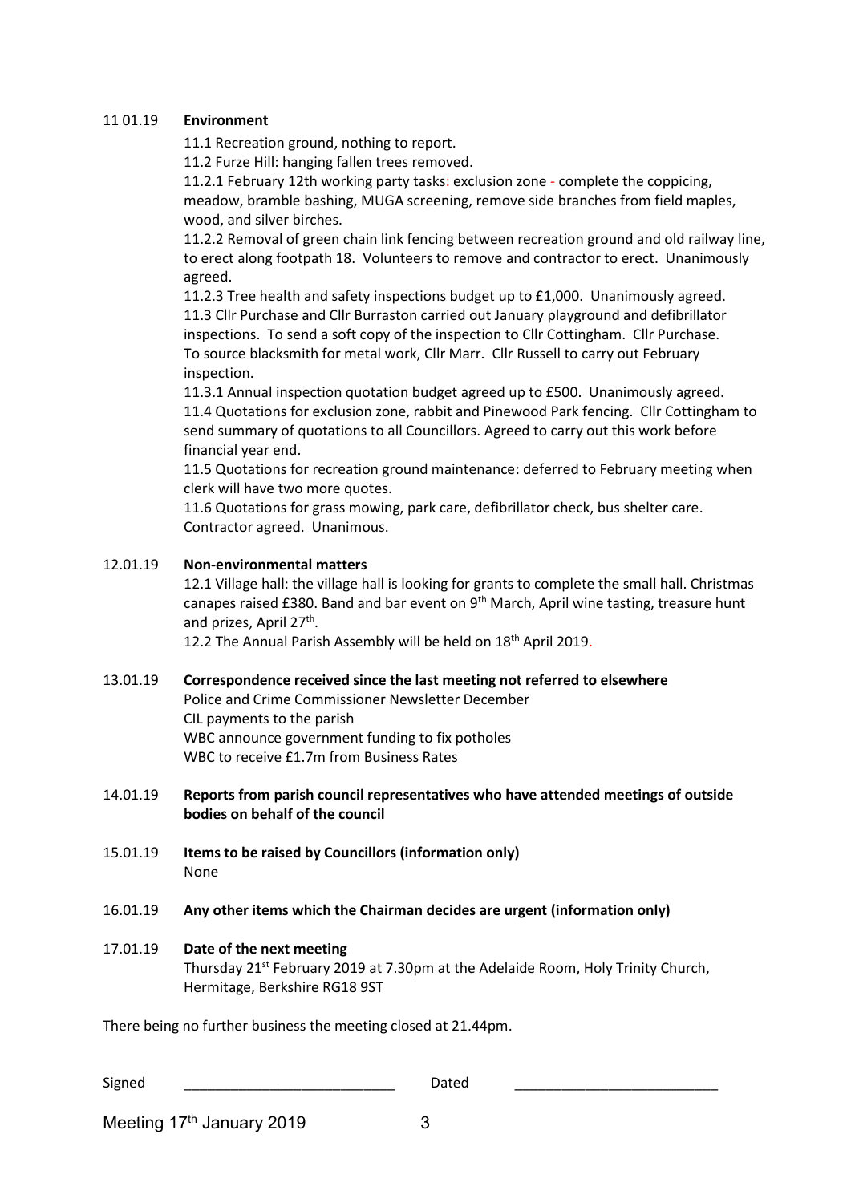11 01.19 **Environment**

11.1 Recreation ground, nothing to report.
11.2 Furze Hill: hanging fallen trees removed.
11.2.1 February 12th working party tasks: exclusion zone - complete the coppicing, meadow, bramble bashing, MUGA screening, remove side branches from field maples, wood, and silver birches.
11.2.2 Removal of green chain link fencing between recreation ground and old railway line, to erect along footpath 18. Volunteers to remove and contractor to erect. Unanimously agreed.
11.2.3 Tree health and safety inspections budget up to £1,000. Unanimously agreed.
11.3 Cllr Purchase and Cllr Burraston carried out January playground and defibrillator inspections. To send a soft copy of the inspection to Cllr Cottingham. Cllr Purchase. To source blacksmith for metal work, Cllr Marr. Cllr Russell to carry out February inspection.
11.3.1 Annual inspection quotation budget agreed up to £500. Unanimously agreed.
11.4 Quotations for exclusion zone, rabbit and Pinewood Park fencing. Cllr Cottingham to send summary of quotations to all Councillors. Agreed to carry out this work before financial year end.
11.5 Quotations for recreation ground maintenance: deferred to February meeting when clerk will have two more quotes.
11.6 Quotations for grass mowing, park care, defibrillator check, bus shelter care. Contractor agreed. Unanimous.

12.01.19 **Non-environmental matters**

12.1 Village hall: the village hall is looking for grants to complete the small hall. Christmas canapes raised £380. Band and bar event on 9th March, April wine tasting, treasure hunt and prizes, April 27th.
12.2 The Annual Parish Assembly will be held on 18th April 2019.

13.01.19 **Correspondence received since the last meeting not referred to elsewhere**

Police and Crime Commissioner Newsletter December
CIL payments to the parish
WBC announce government funding to fix potholes
WBC to receive £1.7m from Business Rates

14.01.19 **Reports from parish council representatives who have attended meetings of outside bodies on behalf of the council**

15.01.19 **Items to be raised by Councillors (information only)**

None

16.01.19 **Any other items which the Chairman decides are urgent (information only)**

17.01.19 **Date of the next meeting**

Thursday 21st February 2019 at 7.30pm at the Adelaide Room, Holy Trinity Church, Hermitage, Berkshire RG18 9ST

There being no further business the meeting closed at 21.44pm.

Signed ___________________________ Dated ___________________________

Meeting 17th January 2019